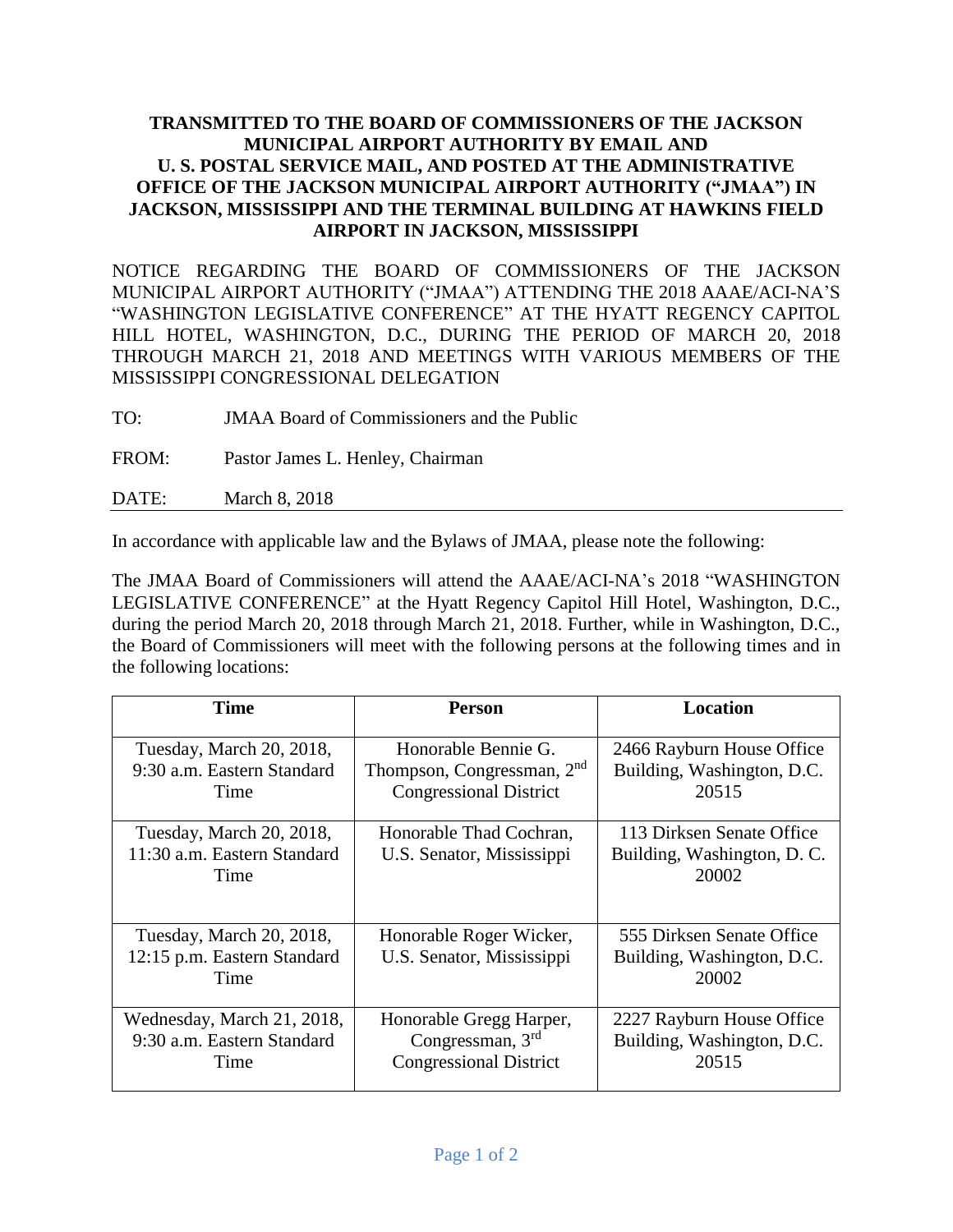**TRANSMITTED TO THE BOARD OF COMMISSIONERS OF THE JACKSON MUNICIPAL AIRPORT AUTHORITY BY EMAIL AND U. S. POSTAL SERVICE MAIL, AND POSTED AT THE ADMINISTRATIVE OFFICE OF THE JACKSON MUNICIPAL AIRPORT AUTHORITY ("JMAA") IN JACKSON, MISSISSIPPI AND THE TERMINAL BUILDING AT HAWKINS FIELD AIRPORT IN JACKSON, MISSISSIPPI**

NOTICE REGARDING THE BOARD OF COMMISSIONERS OF THE JACKSON MUNICIPAL AIRPORT AUTHORITY ("JMAA") ATTENDING THE 2018 AAAE/ACI-NA'S "WASHINGTON LEGISLATIVE CONFERENCE" AT THE HYATT REGENCY CAPITOL HILL HOTEL, WASHINGTON, D.C., DURING THE PERIOD OF MARCH 20, 2018 THROUGH MARCH 21, 2018 AND MEETINGS WITH VARIOUS MEMBERS OF THE MISSISSIPPI CONGRESSIONAL DELEGATION

TO: JMAA Board of Commissioners and the Public

FROM: Pastor James L. Henley, Chairman

DATE: March 8, 2018

In accordance with applicable law and the Bylaws of JMAA, please note the following:

The JMAA Board of Commissioners will attend the AAAE/ACI-NA's 2018 "WASHINGTON LEGISLATIVE CONFERENCE" at the Hyatt Regency Capitol Hill Hotel, Washington, D.C., during the period March 20, 2018 through March 21, 2018. Further, while in Washington, D.C., the Board of Commissioners will meet with the following persons at the following times and in the following locations:

| Time | Person | Location |
|---|---|---|
| Tuesday, March 20, 2018, 9:30 a.m. Eastern Standard Time | Honorable Bennie G. Thompson, Congressman, 2nd Congressional District | 2466 Rayburn House Office Building, Washington, D.C. 20515 |
| Tuesday, March 20, 2018, 11:30 a.m. Eastern Standard Time | Honorable Thad Cochran, U.S. Senator, Mississippi | 113 Dirksen Senate Office Building, Washington, D. C. 20002 |
| Tuesday, March 20, 2018, 12:15 p.m. Eastern Standard Time | Honorable Roger Wicker, U.S. Senator, Mississippi | 555 Dirksen Senate Office Building, Washington, D.C. 20002 |
| Wednesday, March 21, 2018, 9:30 a.m. Eastern Standard Time | Honorable Gregg Harper, Congressman, 3rd Congressional District | 2227 Rayburn House Office Building, Washington, D.C. 20515 |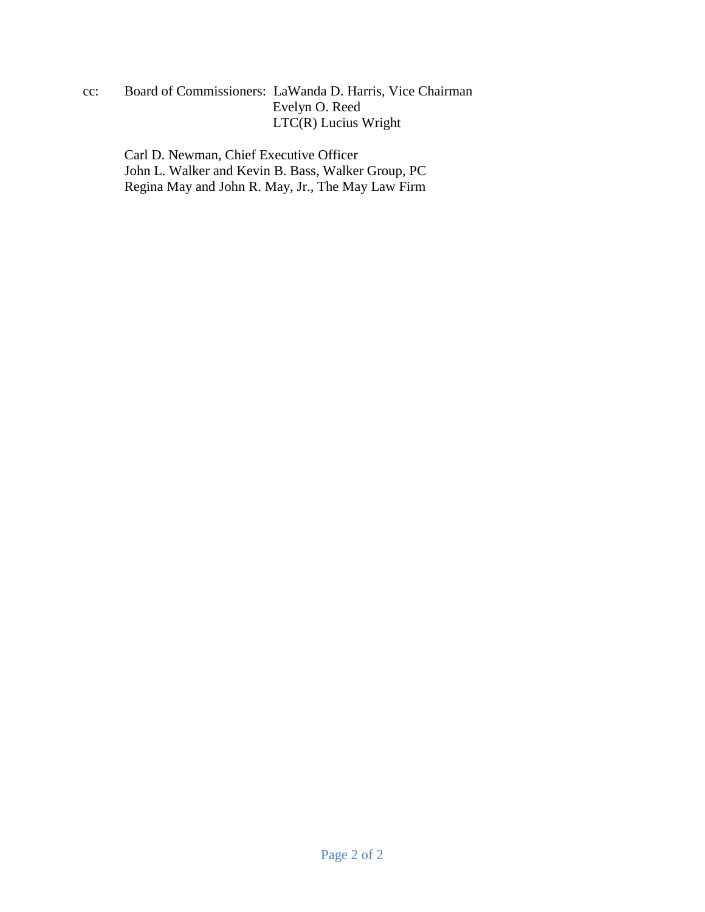cc: Board of Commissioners: LaWanda D. Harris, Vice Chairman
Evelyn O. Reed
LTC(R) Lucius Wright

Carl D. Newman, Chief Executive Officer
John L. Walker and Kevin B. Bass, Walker Group, PC
Regina May and John R. May, Jr., The May Law Firm